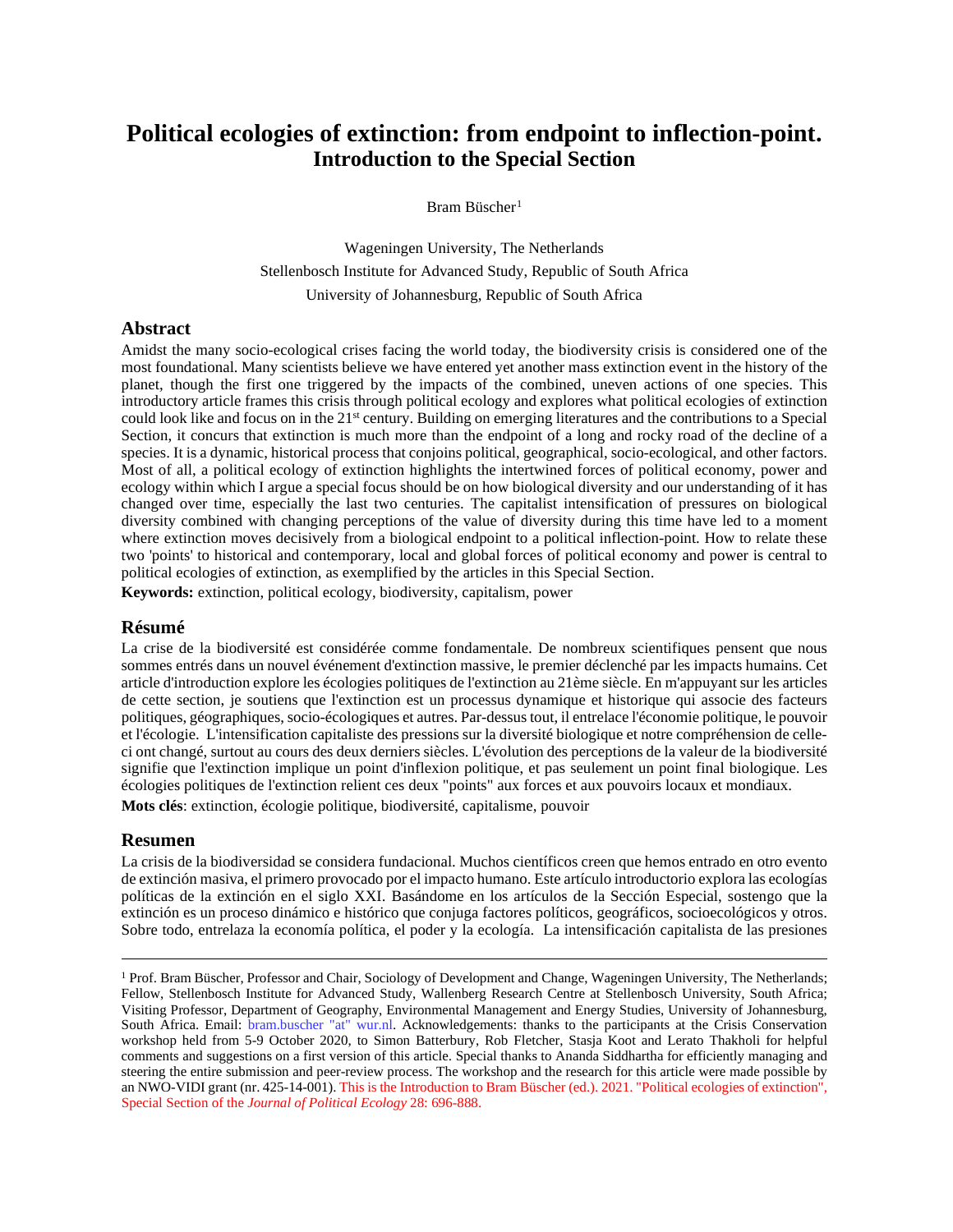# Political ecologies of extinction: from endpoint to inflection-point.
## Introduction to the Special Section

Bram Büscher[1]

Wageningen University, The Netherlands
Stellenbosch Institute for Advanced Study, Republic of South Africa
University of Johannesburg, Republic of South Africa

## Abstract

Amidst the many socio-ecological crises facing the world today, the biodiversity crisis is considered one of the most foundational. Many scientists believe we have entered yet another mass extinction event in the history of the planet, though the first one triggered by the impacts of the combined, uneven actions of one species. This introductory article frames this crisis through political ecology and explores what political ecologies of extinction could look like and focus on in the 21st century. Building on emerging literatures and the contributions to a Special Section, it concurs that extinction is much more than the endpoint of a long and rocky road of the decline of a species. It is a dynamic, historical process that conjoins political, geographical, socio-ecological, and other factors. Most of all, a political ecology of extinction highlights the intertwined forces of political economy, power and ecology within which I argue a special focus should be on how biological diversity and our understanding of it has changed over time, especially the last two centuries. The capitalist intensification of pressures on biological diversity combined with changing perceptions of the value of diversity during this time have led to a moment where extinction moves decisively from a biological endpoint to a political inflection-point. How to relate these two 'points' to historical and contemporary, local and global forces of political economy and power is central to political ecologies of extinction, as exemplified by the articles in this Special Section.

**Keywords:** extinction, political ecology, biodiversity, capitalism, power

## Résumé

La crise de la biodiversité est considérée comme fondamentale. De nombreux scientifiques pensent que nous sommes entrés dans un nouvel événement d'extinction massive, le premier déclenché par les impacts humains. Cet article d'introduction explore les écologies politiques de l'extinction au 21ème siècle. En m'appuyant sur les articles de cette section, je soutiens que l'extinction est un processus dynamique et historique qui associe des facteurs politiques, géographiques, socio-écologiques et autres. Par-dessus tout, il entrelace l'économie politique, le pouvoir et l'écologie. L'intensification capitaliste des pressions sur la diversité biologique et notre compréhension de celle-ci ont changé, surtout au cours des deux derniers siècles. L'évolution des perceptions de la valeur de la biodiversité signifie que l'extinction implique un point d'inflexion politique, et pas seulement un point final biologique. Les écologies politiques de l'extinction relient ces deux "points" aux forces et aux pouvoirs locaux et mondiaux.

**Mots clés**: extinction, écologie politique, biodiversité, capitalisme, pouvoir

## Resumen

La crisis de la biodiversidad se considera fundacional. Muchos científicos creen que hemos entrado en otro evento de extinción masiva, el primero provocado por el impacto humano. Este artículo introductorio explora las ecologías políticas de la extinción en el siglo XXI. Basándome en los artículos de la Sección Especial, sostengo que la extinción es un proceso dinámico e histórico que conjuga factores políticos, geográficos, socioecológicos y otros. Sobre todo, entrelaza la economía política, el poder y la ecología. La intensificación capitalista de las presiones

---

[1] Prof. Bram Büscher, Professor and Chair, Sociology of Development and Change, Wageningen University, The Netherlands; Fellow, Stellenbosch Institute for Advanced Study, Wallenberg Research Centre at Stellenbosch University, South Africa; Visiting Professor, Department of Geography, Environmental Management and Energy Studies, University of Johannesburg, South Africa. Email: bram.buscher "at" wur.nl. Acknowledgements: thanks to the participants at the Crisis Conservation workshop held from 5-9 October 2020, to Simon Batterbury, Rob Fletcher, Stasja Koot and Lerato Thakholi for helpful comments and suggestions on a first version of this article. Special thanks to Ananda Siddhartha for efficiently managing and steering the entire submission and peer-review process. The workshop and the research for this article were made possible by an NWO-VIDI grant (nr. 425-14-001). This is the Introduction to Bram Büscher (ed.). 2021. "Political ecologies of extinction", Special Section of the *Journal of Political Ecology* 28: 696-888.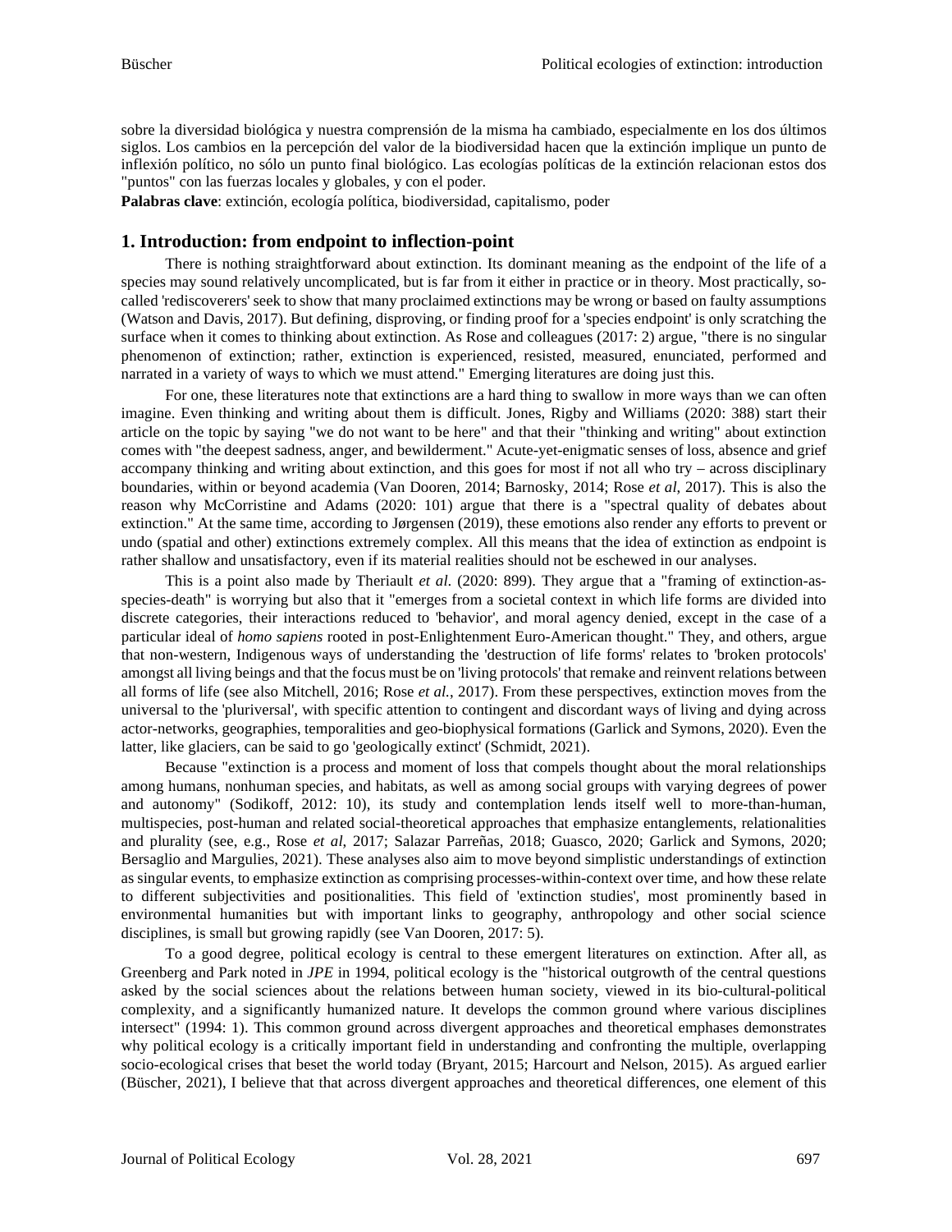sobre la diversidad biológica y nuestra comprensión de la misma ha cambiado, especialmente en los dos últimos siglos. Los cambios en la percepción del valor de la biodiversidad hacen que la extinción implique un punto de inflexión político, no sólo un punto final biológico. Las ecologías políticas de la extinción relacionan estos dos "puntos" con las fuerzas locales y globales, y con el poder.

**Palabras clave**: extinción, ecología política, biodiversidad, capitalismo, poder

## 1. Introduction: from endpoint to inflection-point

There is nothing straightforward about extinction. Its dominant meaning as the endpoint of the life of a species may sound relatively uncomplicated, but is far from it either in practice or in theory. Most practically, so-called 'rediscoverers' seek to show that many proclaimed extinctions may be wrong or based on faulty assumptions (Watson and Davis, 2017). But defining, disproving, or finding proof for a 'species endpoint' is only scratching the surface when it comes to thinking about extinction. As Rose and colleagues (2017: 2) argue, "there is no singular phenomenon of extinction; rather, extinction is experienced, resisted, measured, enunciated, performed and narrated in a variety of ways to which we must attend." Emerging literatures are doing just this.

For one, these literatures note that extinctions are a hard thing to swallow in more ways than we can often imagine. Even thinking and writing about them is difficult. Jones, Rigby and Williams (2020: 388) start their article on the topic by saying "we do not want to be here" and that their "thinking and writing" about extinction comes with "the deepest sadness, anger, and bewilderment." Acute-yet-enigmatic senses of loss, absence and grief accompany thinking and writing about extinction, and this goes for most if not all who try – across disciplinary boundaries, within or beyond academia (Van Dooren, 2014; Barnosky, 2014; Rose *et al*, 2017). This is also the reason why McCorristine and Adams (2020: 101) argue that there is a "spectral quality of debates about extinction." At the same time, according to Jørgensen (2019), these emotions also render any efforts to prevent or undo (spatial and other) extinctions extremely complex. All this means that the idea of extinction as endpoint is rather shallow and unsatisfactory, even if its material realities should not be eschewed in our analyses.

This is a point also made by Theriault *et al.* (2020: 899). They argue that a "framing of extinction-as-species-death" is worrying but also that it "emerges from a societal context in which life forms are divided into discrete categories, their interactions reduced to 'behavior', and moral agency denied, except in the case of a particular ideal of *homo sapiens* rooted in post-Enlightenment Euro-American thought." They, and others, argue that non-western, Indigenous ways of understanding the 'destruction of life forms' relates to 'broken protocols' amongst all living beings and that the focus must be on 'living protocols' that remake and reinvent relations between all forms of life (see also Mitchell, 2016; Rose *et al.*, 2017). From these perspectives, extinction moves from the universal to the 'pluriversal', with specific attention to contingent and discordant ways of living and dying across actor-networks, geographies, temporalities and geo-biophysical formations (Garlick and Symons, 2020). Even the latter, like glaciers, can be said to go 'geologically extinct' (Schmidt, 2021).

Because "extinction is a process and moment of loss that compels thought about the moral relationships among humans, nonhuman species, and habitats, as well as among social groups with varying degrees of power and autonomy" (Sodikoff, 2012: 10), its study and contemplation lends itself well to more-than-human, multispecies, post-human and related social-theoretical approaches that emphasize entanglements, relationalities and plurality (see, e.g., Rose *et al*, 2017; Salazar Parreñas, 2018; Guasco, 2020; Garlick and Symons, 2020; Bersaglio and Margulies, 2021). These analyses also aim to move beyond simplistic understandings of extinction as singular events, to emphasize extinction as comprising processes-within-context over time, and how these relate to different subjectivities and positionalities. This field of 'extinction studies', most prominently based in environmental humanities but with important links to geography, anthropology and other social science disciplines, is small but growing rapidly (see Van Dooren, 2017: 5).

To a good degree, political ecology is central to these emergent literatures on extinction. After all, as Greenberg and Park noted in *JPE* in 1994, political ecology is the "historical outgrowth of the central questions asked by the social sciences about the relations between human society, viewed in its bio-cultural-political complexity, and a significantly humanized nature. It develops the common ground where various disciplines intersect" (1994: 1). This common ground across divergent approaches and theoretical emphases demonstrates why political ecology is a critically important field in understanding and confronting the multiple, overlapping socio-ecological crises that beset the world today (Bryant, 2015; Harcourt and Nelson, 2015). As argued earlier (Büscher, 2021), I believe that that across divergent approaches and theoretical differences, one element of this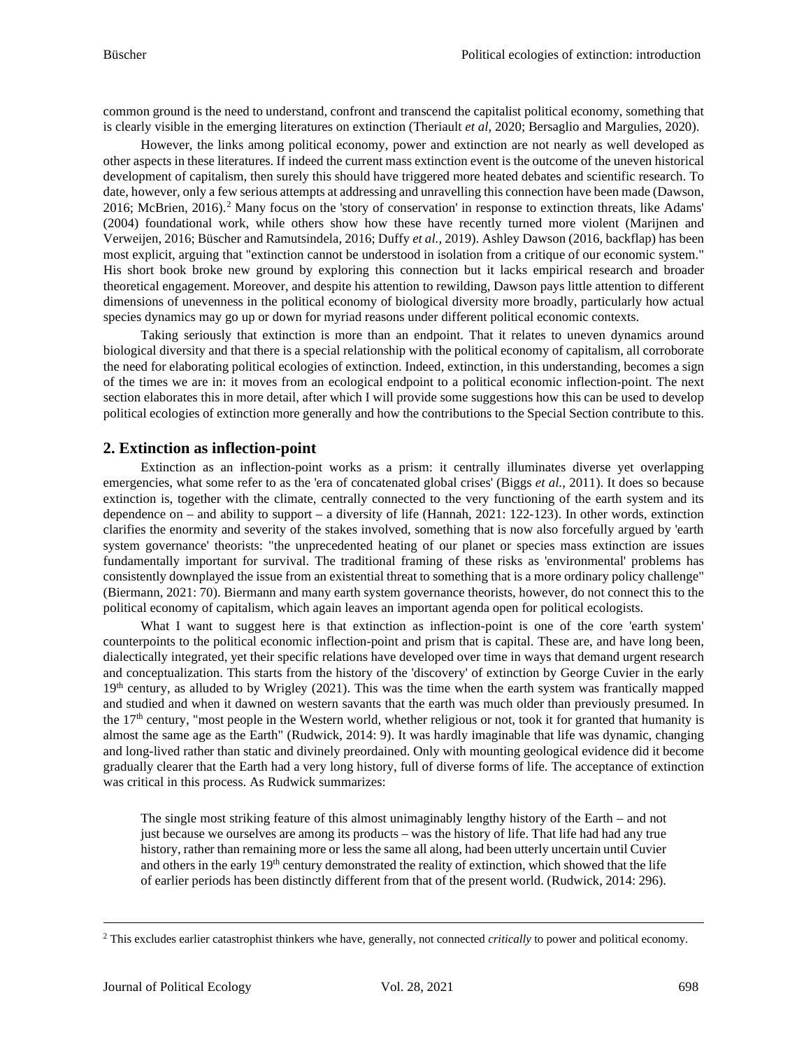common ground is the need to understand, confront and transcend the capitalist political economy, something that is clearly visible in the emerging literatures on extinction (Theriault *et al*, 2020; Bersaglio and Margulies, 2020).

However, the links among political economy, power and extinction event are not nearly as well developed as other aspects in these literatures. If indeed the current mass extinction event is the outcome of the uneven historical development of capitalism, then surely this should have triggered more heated debates and scientific research. To date, however, only a few serious attempts at addressing and unravelling this connection have been made (Dawson, 2016; McBrien, 2016).[2] Many focus on the 'story of conservation' in response to extinction threats, like Adams' (2004) foundational work, while others show how these have recently turned more violent (Marijnen and Verweijen, 2016; Büscher and Ramutsindela, 2016; Duffy *et al.*, 2019). Ashley Dawson (2016, backflap) has been most explicit, arguing that "extinction cannot be understood in isolation from a critique of our economic system." His short book broke new ground by exploring this connection but it lacks empirical research and broader theoretical engagement. Moreover, and despite his attention to rewilding, Dawson pays little attention to different dimensions of unevenness in the political economy of biological diversity more broadly, particularly how actual species dynamics may go up or down for myriad reasons under different political economic contexts.

Taking seriously that extinction is more than an endpoint. That it relates to uneven dynamics around biological diversity and that there is a special relationship with the political economy of capitalism, all corroborate the need for elaborating political ecologies of extinction. Indeed, extinction, in this understanding, becomes a sign of the times we are in: it moves from an ecological endpoint to a political economic inflection-point. The next section elaborates this in more detail, after which I will provide some suggestions how this can be used to develop political ecologies of extinction more generally and how the contributions to the Special Section contribute to this.

## 2. Extinction as inflection-point

Extinction as an inflection-point works as a prism: it centrally illuminates diverse yet overlapping emergencies, what some refer to as the 'era of concatenated global crises' (Biggs *et al.*, 2011). It does so because extinction is, together with the climate, centrally connected to the very functioning of the earth system and its dependence on – and ability to support – a diversity of life (Hannah, 2021: 122-123). In other words, extinction clarifies the enormity and severity of the stakes involved, something that is now also forcefully argued by 'earth system governance' theorists: "the unprecedented heating of our planet or species mass extinction are issues fundamentally important for survival. The traditional framing of these risks as 'environmental' problems has consistently downplayed the issue from an existential threat to something that is a more ordinary policy challenge" (Biermann, 2021: 70). Biermann and many earth system governance theorists, however, do not connect this to the political economy of capitalism, which again leaves an important agenda open for political ecologists.

What I want to suggest here is that extinction as inflection-point is one of the core 'earth system' counterpoints to the political economic inflection-point and prism that is capital. These are, and have long been, dialectically integrated, yet their specific relations have developed over time in ways that demand urgent research and conceptualization. This starts from the history of the 'discovery' of extinction by George Cuvier in the early 19th century, as alluded to by Wrigley (2021). This was the time when the earth system was frantically mapped and studied and when it dawned on western savants that the earth was much older than previously presumed. In the 17th century, "most people in the Western world, whether religious or not, took it for granted that humanity is almost the same age as the Earth" (Rudwick, 2014: 9). It was hardly imaginable that life was dynamic, changing and long-lived rather than static and divinely preordained. Only with mounting geological evidence did it become gradually clearer that the Earth had a very long history, full of diverse forms of life. The acceptance of extinction was critical in this process. As Rudwick summarizes:

> The single most striking feature of this almost unimaginably lengthy history of the Earth – and not just because we ourselves are among its products – was the history of life. That life had had any true history, rather than remaining more or less the same all along, had been utterly uncertain until Cuvier and others in the early 19th century demonstrated the reality of extinction, which showed that the life of earlier periods has been distinctly different from that of the present world. (Rudwick, 2014: 296).

---

[2] This excludes earlier catastrophist thinkers whe have, generally, not connected *critically* to power and political economy.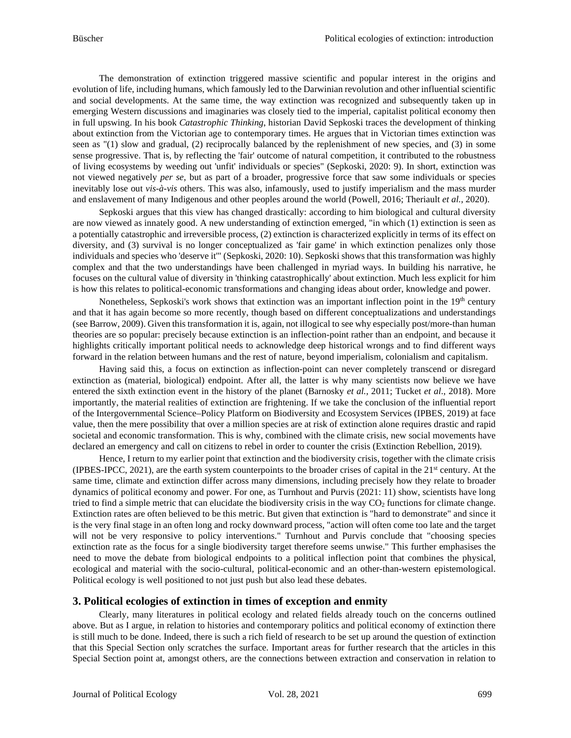The demonstration of extinction triggered massive scientific and popular interest in the origins and evolution of life, including humans, which famously led to the Darwinian revolution and other influential scientific and social developments. At the same time, the way extinction was recognized and subsequently taken up in emerging Western discussions and imaginaries was closely tied to the imperial, capitalist political economy then in full upswing. In his book *Catastrophic Thinking*, historian David Sepkoski traces the development of thinking about extinction from the Victorian age to contemporary times. He argues that in Victorian times extinction was seen as "(1) slow and gradual, (2) reciprocally balanced by the replenishment of new species, and (3) in some sense progressive. That is, by reflecting the 'fair' outcome of natural competition, it contributed to the robustness of living ecosystems by weeding out 'unfit' individuals or species" (Sepkoski, 2020: 9). In short, extinction was not viewed negatively *per se*, but as part of a broader, progressive force that saw some individuals or species inevitably lose out *vis-à-vis* others. This was also, infamously, used to justify imperialism and the mass murder and enslavement of many Indigenous and other peoples around the world (Powell, 2016; Theriault *et al.*, 2020).

Sepkoski argues that this view has changed drastically: according to him biological and cultural diversity are now viewed as innately good. A new understanding of extinction emerged, "in which (1) extinction is seen as a potentially catastrophic and irreversible process, (2) extinction is characterized explicitly in terms of its effect on diversity, and (3) survival is no longer conceptualized as 'fair game' in which extinction penalizes only those individuals and species who 'deserve it'" (Sepkoski, 2020: 10). Sepkoski shows that this transformation was highly complex and that the two understandings have been challenged in myriad ways. In building his narrative, he focuses on the cultural value of diversity in 'thinking catastrophically' about extinction. Much less explicit for him is how this relates to political-economic transformations and changing ideas about order, knowledge and power.

Nonetheless, Sepkoski's work shows that extinction was an important inflection point in the 19th century and that it has again become so more recently, though based on different conceptualizations and understandings (see Barrow, 2009). Given this transformation it is, again, not illogical to see why especially post/more-than human theories are so popular: precisely because extinction is an inflection-point rather than an endpoint, and because it highlights critically important political needs to acknowledge deep historical wrongs and to find different ways forward in the relation between humans and the rest of nature, beyond imperialism, colonialism and capitalism.

Having said this, a focus on extinction as inflection-point can never completely transcend or disregard extinction as (material, biological) endpoint. After all, the latter is why many scientists now believe we have entered the sixth extinction event in the history of the planet (Barnosky *et al.*, 2011; Tucket *et al*., 2018). More importantly, the material realities of extinction are frightening. If we take the conclusion of the influential report of the Intergovernmental Science–Policy Platform on Biodiversity and Ecosystem Services (IPBES, 2019) at face value, then the mere possibility that over a million species are at risk of extinction alone requires drastic and rapid societal and economic transformation. This is why, combined with the climate crisis, new social movements have declared an emergency and call on citizens to rebel in order to counter the crisis (Extinction Rebellion, 2019).

Hence, I return to my earlier point that extinction and the biodiversity crisis, together with the climate crisis (IPBES-IPCC, 2021), are the earth system counterpoints to the broader crises of capital in the 21st century. At the same time, climate and extinction differ across many dimensions, including precisely how they relate to broader dynamics of political economy and power. For one, as Turnhout and Purvis (2021: 11) show, scientists have long tried to find a simple metric that can elucidate the biodiversity crisis in the way $CO_2$ functions for climate change. Extinction rates are often believed to be this metric. But given that extinction is "hard to demonstrate" and since it is the very final stage in an often long and rocky downward process, "action will often come too late and the target will not be very responsive to policy interventions." Turnhout and Purvis conclude that "choosing species extinction rate as the focus for a single biodiversity target therefore seems unwise." This further emphasises the need to move the debate from biological endpoints to a political inflection point that combines the physical, ecological and material with the socio-cultural, political-economic and an other-than-western epistemological. Political ecology is well positioned to not just push but also lead these debates.

## 3. Political ecologies of extinction in times of exception and enmity

Clearly, many literatures in political ecology and related fields already touch on the concerns outlined above. But as I argue, in relation to histories and contemporary politics and political economy of extinction there is still much to be done. Indeed, there is such a rich field of research to be set up around the question of extinction that this Special Section only scratches the surface. Important areas for further research that the articles in this Special Section point at, amongst others, are the connections between extraction and conservation in relation to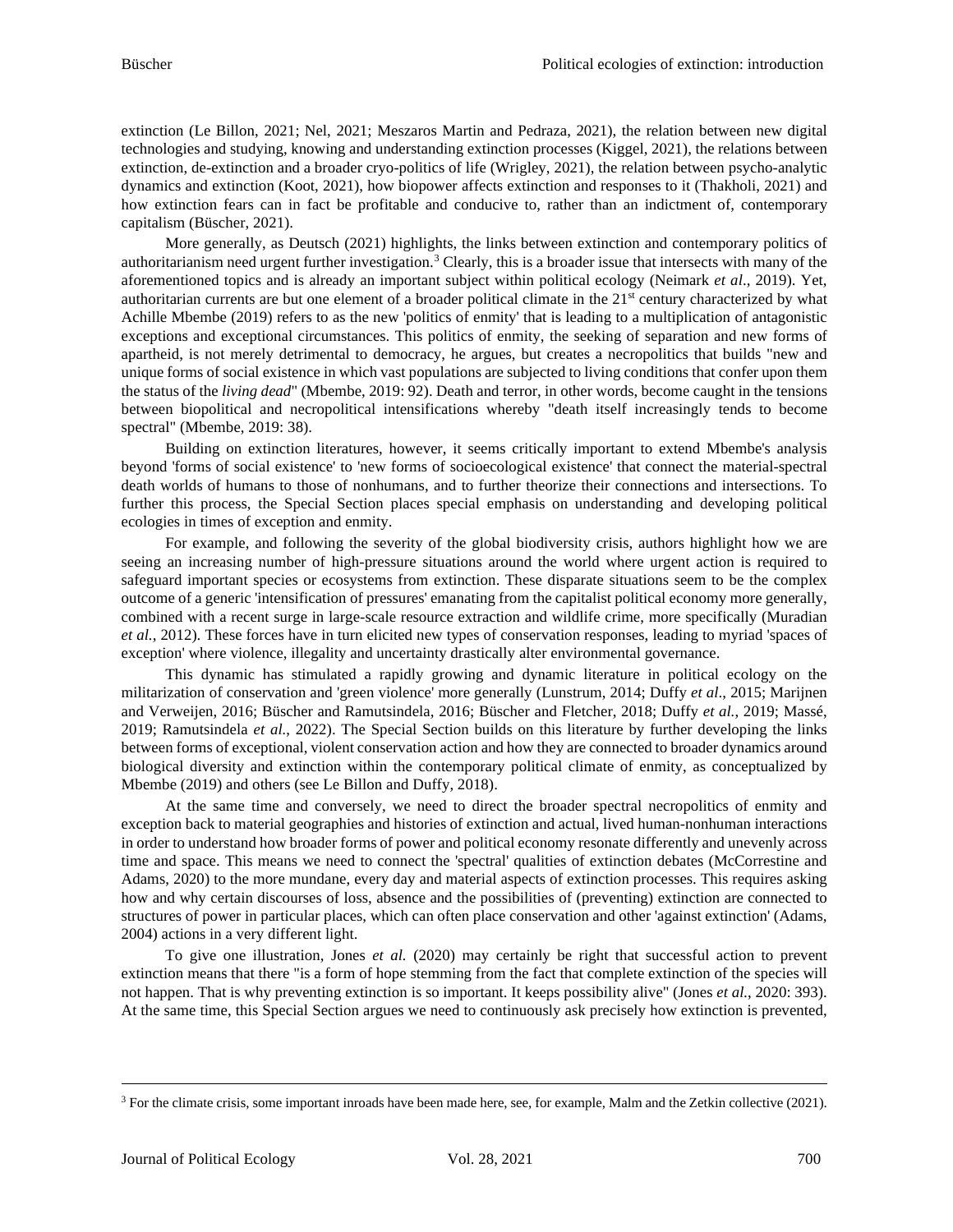extinction (Le Billon, 2021; Nel, 2021; Meszaros Martin and Pedraza, 2021), the relation between new digital technologies and studying, knowing and understanding extinction processes (Kiggel, 2021), the relations between extinction, de-extinction and a broader cryo-politics of life (Wrigley, 2021), the relation between psycho-analytic dynamics and extinction (Koot, 2021), how biopower affects extinction and responses to it (Thakholi, 2021) and how extinction fears can in fact be profitable and conducive to, rather than an indictment of, contemporary capitalism (Büscher, 2021).

More generally, as Deutsch (2021) highlights, the links between extinction and contemporary politics of authoritarianism need urgent further investigation.[3] Clearly, this is a broader issue that intersects with many of the aforementioned topics and is already an important subject within political ecology (Neimark *et al*., 2019). Yet, authoritarian currents are but one element of a broader political climate in the 21st century characterized by what Achille Mbembe (2019) refers to as the new 'politics of enmity' that is leading to a multiplication of antagonistic exceptions and exceptional circumstances. This politics of enmity, the seeking of separation and new forms of apartheid, is not merely detrimental to democracy, he argues, but creates a necropolitics that builds "new and unique forms of social existence in which vast populations are subjected to living conditions that confer upon them the status of the *living dead*" (Mbembe, 2019: 92). Death and terror, in other words, become caught in the tensions between biopolitical and necropolitical intensifications whereby "death itself increasingly tends to become spectral" (Mbembe, 2019: 38).

Building on extinction literatures, however, it seems critically important to extend Mbembe's analysis beyond 'forms of social existence' to 'new forms of socioecological existence' that connect the material-spectral death worlds of humans to those of nonhumans, and to further theorize their connections and intersections. To further this process, the Special Section places special emphasis on understanding and developing political ecologies in times of exception and enmity.

For example, and following the severity of the global biodiversity crisis, authors highlight how we are seeing an increasing number of high-pressure situations around the world where urgent action is required to safeguard important species or ecosystems from extinction. These disparate situations seem to be the complex outcome of a generic 'intensification of pressures' emanating from the capitalist political economy more generally, combined with a recent surge in large-scale resource extraction and wildlife crime, more specifically (Muradian *et al.*, 2012). These forces have in turn elicited new types of conservation responses, leading to myriad 'spaces of exception' where violence, illegality and uncertainty drastically alter environmental governance.

This dynamic has stimulated a rapidly growing and dynamic literature in political ecology on the militarization of conservation and 'green violence' more generally (Lunstrum, 2014; Duffy *et al*., 2015; Marijnen and Verweijen, 2016; Büscher and Ramutsindela, 2016; Büscher and Fletcher, 2018; Duffy *et al.*, 2019; Massé, 2019; Ramutsindela *et al.*, 2022). The Special Section builds on this literature by further developing the links between forms of exceptional, violent conservation action and how they are connected to broader dynamics around biological diversity and extinction within the contemporary political climate of enmity, as conceptualized by Mbembe (2019) and others (see Le Billon and Duffy, 2018).

At the same time and conversely, we need to direct the broader spectral necropolitics of enmity and exception back to material geographies and histories of extinction and actual, lived human-nonhuman interactions in order to understand how broader forms of power and political economy resonate differently and unevenly across time and space. This means we need to connect the 'spectral' qualities of extinction debates (McCorrestine and Adams, 2020) to the more mundane, every day and material aspects of extinction processes. This requires asking how and why certain discourses of loss, absence and the possibilities of (preventing) extinction are connected to structures of power in particular places, which can often place conservation and other 'against extinction' (Adams, 2004) actions in a very different light.

To give one illustration, Jones *et al.* (2020) may certainly be right that successful action to prevent extinction means that there "is a form of hope stemming from the fact that complete extinction of the species will not happen. That is why preventing extinction is so important. It keeps possibility alive" (Jones *et al.*, 2020: 393). At the same time, this Special Section argues we need to continuously ask precisely how extinction is prevented,

[3] For the climate crisis, some important inroads have been made here, see, for example, Malm and the Zetkin collective (2021).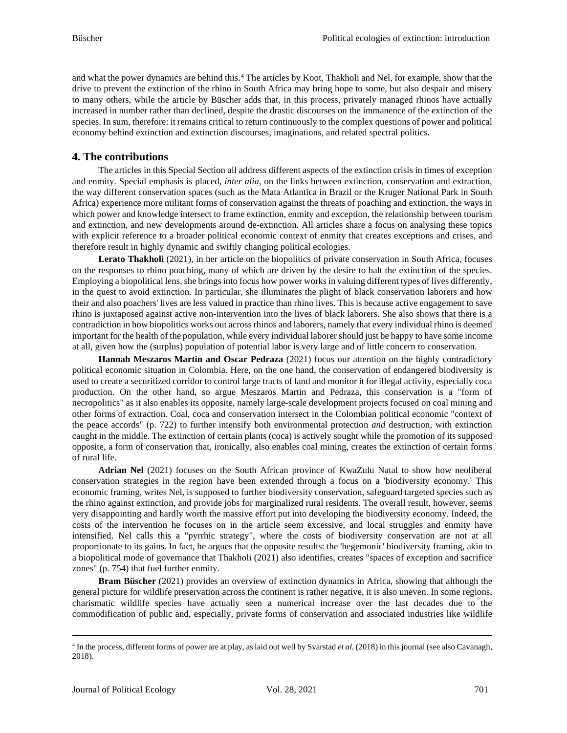and what the power dynamics are behind this.[4] The articles by Koot, Thakholi and Nel, for example, show that the drive to prevent the extinction of the rhino in South Africa may bring hope to some, but also despair and misery to many others, while the article by Büscher adds that, in this process, privately managed rhinos have actually increased in number rather than declined, despite the drastic discourses on the immanence of the extinction of the species. In sum, therefore: it remains critical to return continuously to the complex questions of power and political economy behind extinction and extinction discourses, imaginations, and related spectral politics.

## 4. The contributions

The articles in this Special Section all address different aspects of the extinction crisis in times of exception and enmity. Special emphasis is placed, *inter alia*, on the links between extinction, conservation and extraction, the way different conservation spaces (such as the Mata Atlantica in Brazil or the Kruger National Park in South Africa) experience more militant forms of conservation against the threats of poaching and extinction, the ways in which power and knowledge intersect to frame extinction, enmity and exception, the relationship between tourism and extinction, and new developments around de-extinction. All articles share a focus on analysing these topics with explicit reference to a broader political economic context of enmity that creates exceptions and crises, and therefore result in highly dynamic and swiftly changing political ecologies.

**Lerato Thakholi** (2021), in her article on the biopolitics of private conservation in South Africa, focuses on the responses to rhino poaching, many of which are driven by the desire to halt the extinction of the species. Employing a biopolitical lens, she brings into focus how power works in valuing different types of lives differently, in the quest to avoid extinction. In particular, she illuminates the plight of black conservation laborers and how their and also poachers' lives are less valued in practice than rhino lives. This is because active engagement to save rhino is juxtaposed against active non-intervention into the lives of black laborers. She also shows that there is a contradiction in how biopolitics works out across rhinos and laborers, namely that every individual rhino is deemed important for the health of the population, while every individual laborer should just be happy to have some income at all, given how the (surplus) population of potential labor is very large and of little concern to conservation.

**Hannah Meszaros Martin and Oscar Pedraza** (2021) focus our attention on the highly contradictory political economic situation in Colombia. Here, on the one hand, the conservation of endangered biodiversity is used to create a securitized corridor to control large tracts of land and monitor it for illegal activity, especially coca production. On the other hand, so argue Meszaros Martin and Pedraza, this conservation is a "form of necropolitics" as it also enables its opposite, namely large-scale development projects focused on coal mining and other forms of extraction. Coal, coca and conservation intersect in the Colombian political economic "context of the peace accords" (p. 722) to further intensify both environmental protection *and* destruction, with extinction caught in the middle. The extinction of certain plants (coca) is actively sought while the promotion of its supposed opposite, a form of conservation that, ironically, also enables coal mining, creates the extinction of certain forms of rural life.

**Adrian Nel** (2021) focuses on the South African province of KwaZulu Natal to show how neoliberal conservation strategies in the region have been extended through a focus on a 'biodiversity economy.' This economic framing, writes Nel, is supposed to further biodiversity conservation, safeguard targeted species such as the rhino against extinction, and provide jobs for marginalized rural residents. The overall result, however, seems very disappointing and hardly worth the massive effort put into developing the biodiversity economy. Indeed, the costs of the intervention he focuses on in the article seem excessive, and local struggles and enmity have intensified. Nel calls this a "pyrrhic strategy", where the costs of biodiversity conservation are not at all proportionate to its gains. In fact, he argues that the opposite results: the 'hegemonic' biodiversity framing, akin to a biopolitical mode of governance that Thakholi (2021) also identifies, creates "spaces of exception and sacrifice zones" (p. 754) that fuel further enmity.

**Bram Büscher** (2021) provides an overview of extinction dynamics in Africa, showing that although the general picture for wildlife preservation across the continent is rather negative, it is also uneven. In some regions, charismatic wildlife species have actually seen a numerical increase over the last decades due to the commodification of public and, especially, private forms of conservation and associated industries like wildlife

---

[4] In the process, different forms of power are at play, as laid out well by Svarstad *et al.* (2018) in this journal (see also Cavanagh, 2018).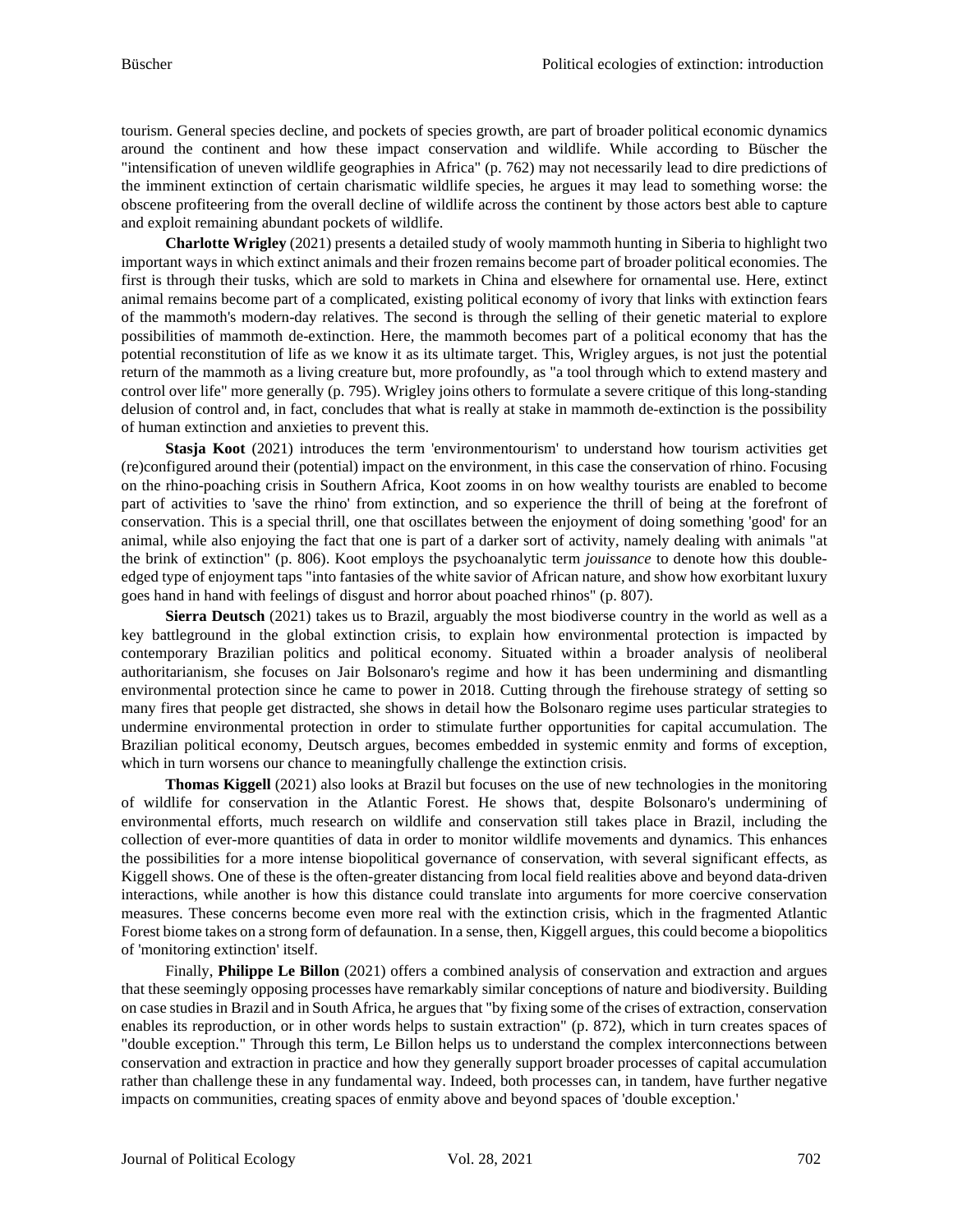tourism. General species decline, and pockets of species growth, are part of broader political economic dynamics around the continent and how these impact conservation and wildlife. While according to Büscher the "intensification of uneven wildlife geographies in Africa" (p. 762) may not necessarily lead to dire predictions of the imminent extinction of certain charismatic wildlife species, he argues it may lead to something worse: the obscene profiteering from the overall decline of wildlife across the continent by those actors best able to capture and exploit remaining abundant pockets of wildlife.

**Charlotte Wrigley** (2021) presents a detailed study of wooly mammoth hunting in Siberia to highlight two important ways in which extinct animals and their frozen remains become part of broader political economies. The first is through their tusks, which are sold to markets in China and elsewhere for ornamental use. Here, extinct animal remains become part of a complicated, existing political economy of ivory that links with extinction fears of the mammoth's modern-day relatives. The second is through the selling of their genetic material to explore possibilities of mammoth de-extinction. Here, the mammoth becomes part of a political economy that has the potential reconstitution of life as we know it as its ultimate target. This, Wrigley argues, is not just the potential return of the mammoth as a living creature but, more profoundly, as "a tool through which to extend mastery and control over life" more generally (p. 795). Wrigley joins others to formulate a severe critique of this long-standing delusion of control and, in fact, concludes that what is really at stake in mammoth de-extinction is the possibility of human extinction and anxieties to prevent this.

**Stasja Koot** (2021) introduces the term 'environmentourism' to understand how tourism activities get (re)configured around their (potential) impact on the environment, in this case the conservation of rhino. Focusing on the rhino-poaching crisis in Southern Africa, Koot zooms in on how wealthy tourists are enabled to become part of activities to 'save the rhino' from extinction, and so experience the thrill of being at the forefront of conservation. This is a special thrill, one that oscillates between the enjoyment of doing something 'good' for an animal, while also enjoying the fact that one is part of a darker sort of activity, namely dealing with animals "at the brink of extinction" (p. 806). Koot employs the psychoanalytic term *jouissance* to denote how this double-edged type of enjoyment taps "into fantasies of the white savior of African nature, and show how exorbitant luxury goes hand in hand with feelings of disgust and horror about poached rhinos" (p. 807).

**Sierra Deutsch** (2021) takes us to Brazil, arguably the most biodiverse country in the world as well as a key battleground in the global extinction crisis, to explain how environmental protection is impacted by contemporary Brazilian politics and political economy. Situated within a broader analysis of neoliberal authoritarianism, she focuses on Jair Bolsonaro's regime and how it has been undermining and dismantling environmental protection since he came to power in 2018. Cutting through the firehouse strategy of setting so many fires that people get distracted, she shows in detail how the Bolsonaro regime uses particular strategies to undermine environmental protection in order to stimulate further opportunities for capital accumulation. The Brazilian political economy, Deutsch argues, becomes embedded in systemic enmity and forms of exception, which in turn worsens our chance to meaningfully challenge the extinction crisis.

**Thomas Kiggell** (2021) also looks at Brazil but focuses on the use of new technologies in the monitoring of wildlife for conservation in the Atlantic Forest. He shows that, despite Bolsonaro's undermining of environmental efforts, much research on wildlife and conservation still takes place in Brazil, including the collection of ever-more quantities of data in order to monitor wildlife movements and dynamics. This enhances the possibilities for a more intense biopolitical governance of conservation, with several significant effects, as Kiggell shows. One of these is the often-greater distancing from local field realities above and beyond data-driven interactions, while another is how this distance could translate into arguments for more coercive conservation measures. These concerns become even more real with the extinction crisis, which in the fragmented Atlantic Forest biome takes on a strong form of defaunation. In a sense, then, Kiggell argues, this could become a biopolitics of 'monitoring extinction' itself.

Finally, **Philippe Le Billon** (2021) offers a combined analysis of conservation and extraction and argues that these seemingly opposing processes have remarkably similar conceptions of nature and biodiversity. Building on case studies in Brazil and in South Africa, he argues that "by fixing some of the crises of extraction, conservation enables its reproduction, or in other words helps to sustain extraction" (p. 872), which in turn creates spaces of "double exception." Through this term, Le Billon helps us to understand the complex interconnections between conservation and extraction in practice and how they generally support broader processes of capital accumulation rather than challenge these in any fundamental way. Indeed, both processes can, in tandem, have further negative impacts on communities, creating spaces of enmity above and beyond spaces of 'double exception.'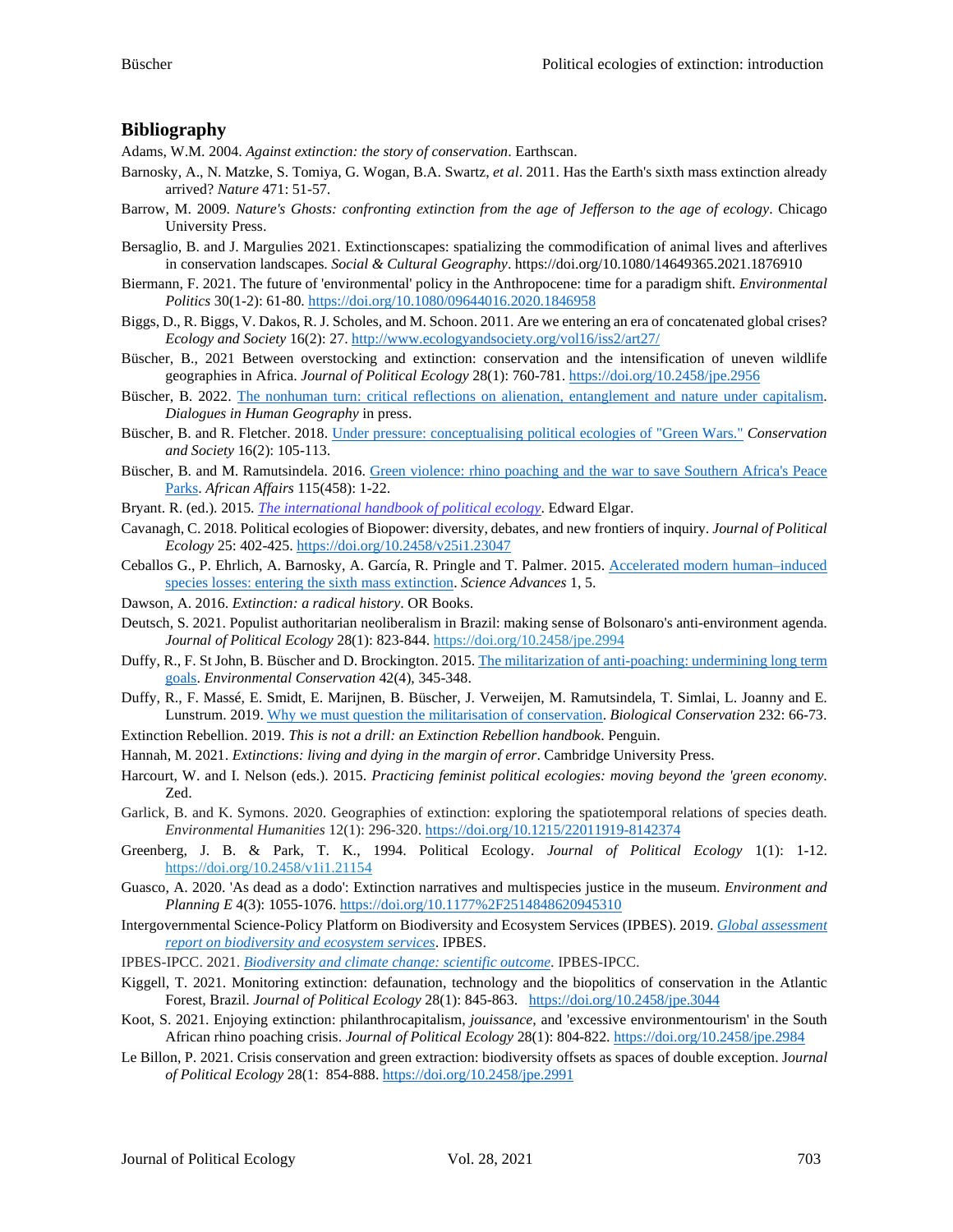## Bibliography

Adams, W.M. 2004. *Against extinction: the story of conservation*. Earthscan.

Barnosky, A., N. Matzke, S. Tomiya, G. Wogan, B.A. Swartz, *et al*. 2011. Has the Earth's sixth mass extinction already arrived? *Nature* 471: 51-57.

Barrow, M. 2009. *Nature's Ghosts: confronting extinction from the age of Jefferson to the age of ecology*. Chicago University Press.

Bersaglio, B. and J. Margulies 2021. Extinctionscapes: spatializing the commodification of animal lives and afterlives in conservation landscapes. *Social & Cultural Geography*. https://doi.org/10.1080/14649365.2021.1876910

Biermann, F. 2021. The future of 'environmental' policy in the Anthropocene: time for a paradigm shift. *Environmental Politics* 30(1-2): 61-80. https://doi.org/10.1080/09644016.2020.1846958

Biggs, D., R. Biggs, V. Dakos, R. J. Scholes, and M. Schoon. 2011. Are we entering an era of concatenated global crises? *Ecology and Society* 16(2): 27. http://www.ecologyandsociety.org/vol16/iss2/art27/

Büscher, B., 2021 Between overstocking and extinction: conservation and the intensification of uneven wildlife geographies in Africa. *Journal of Political Ecology* 28(1): 760-781. https://doi.org/10.2458/jpe.2956

Büscher, B. 2022. The nonhuman turn: critical reflections on alienation, entanglement and nature under capitalism. *Dialogues in Human Geography* in press.

Büscher, B. and R. Fletcher. 2018. Under pressure: conceptualising political ecologies of "Green Wars." *Conservation and Society* 16(2): 105-113.

Büscher, B. and M. Ramutsindela. 2016. Green violence: rhino poaching and the war to save Southern Africa's Peace Parks. *African Affairs* 115(458): 1-22.

Bryant. R. (ed.). 2015. *The international handbook of political ecology*. Edward Elgar.

Cavanagh, C. 2018. Political ecologies of Biopower: diversity, debates, and new frontiers of inquiry. *Journal of Political Ecology* 25: 402-425. https://doi.org/10.2458/v25i1.23047

Ceballos G., P. Ehrlich, A. Barnosky, A. García, R. Pringle and T. Palmer. 2015. Accelerated modern human–induced species losses: entering the sixth mass extinction. *Science Advances* 1, 5.

Dawson, A. 2016. *Extinction: a radical history*. OR Books.

Deutsch, S. 2021. Populist authoritarian neoliberalism in Brazil: making sense of Bolsonaro's anti-environment agenda. *Journal of Political Ecology* 28(1): 823-844. https://doi.org/10.2458/jpe.2994

Duffy, R., F. St John, B. Büscher and D. Brockington. 2015. The militarization of anti-poaching: undermining long term goals. *Environmental Conservation* 42(4), 345-348.

Duffy, R., F. Massé, E. Smidt, E. Marijnen, B. Büscher, J. Verweijen, M. Ramutsindela, T. Simlai, L. Joanny and E. Lunstrum. 2019. Why we must question the militarisation of conservation. *Biological Conservation* 232: 66-73.

Extinction Rebellion. 2019. *This is not a drill: an Extinction Rebellion handbook*. Penguin.

Hannah, M. 2021. *Extinctions: living and dying in the margin of error*. Cambridge University Press.

Harcourt, W. and I. Nelson (eds.). 2015. *Practicing feminist political ecologies: moving beyond the 'green economy*. Zed.

Garlick, B. and K. Symons. 2020. Geographies of extinction: exploring the spatiotemporal relations of species death. *Environmental Humanities* 12(1): 296-320. https://doi.org/10.1215/22011919-8142374

Greenberg, J. B. & Park, T. K., 1994. Political Ecology. *Journal of Political Ecology* 1(1): 1-12. https://doi.org/10.2458/v1i1.21154

Guasco, A. 2020. 'As dead as a dodo': Extinction narratives and multispecies justice in the museum. *Environment and Planning E* 4(3): 1055-1076. https://doi.org/10.1177%2F2514848620945310

Intergovernmental Science-Policy Platform on Biodiversity and Ecosystem Services (IPBES). 2019. *Global assessment report on biodiversity and ecosystem services*. IPBES.

IPBES-IPCC. 2021. *Biodiversity and climate change: scientific outcome*. IPBES-IPCC.

Kiggell, T. 2021. Monitoring extinction: defaunation, technology and the biopolitics of conservation in the Atlantic Forest, Brazil. *Journal of Political Ecology* 28(1): 845-863. https://doi.org/10.2458/jpe.3044

Koot, S. 2021. Enjoying extinction: philanthrocapitalism, *jouissance*, and 'excessive environmentourism' in the South African rhino poaching crisis. *Journal of Political Ecology* 28(1): 804-822. https://doi.org/10.2458/jpe.2984

Le Billon, P. 2021. Crisis conservation and green extraction: biodiversity offsets as spaces of double exception. *Journal of Political Ecology* 28(1: 854-888. https://doi.org/10.2458/jpe.2991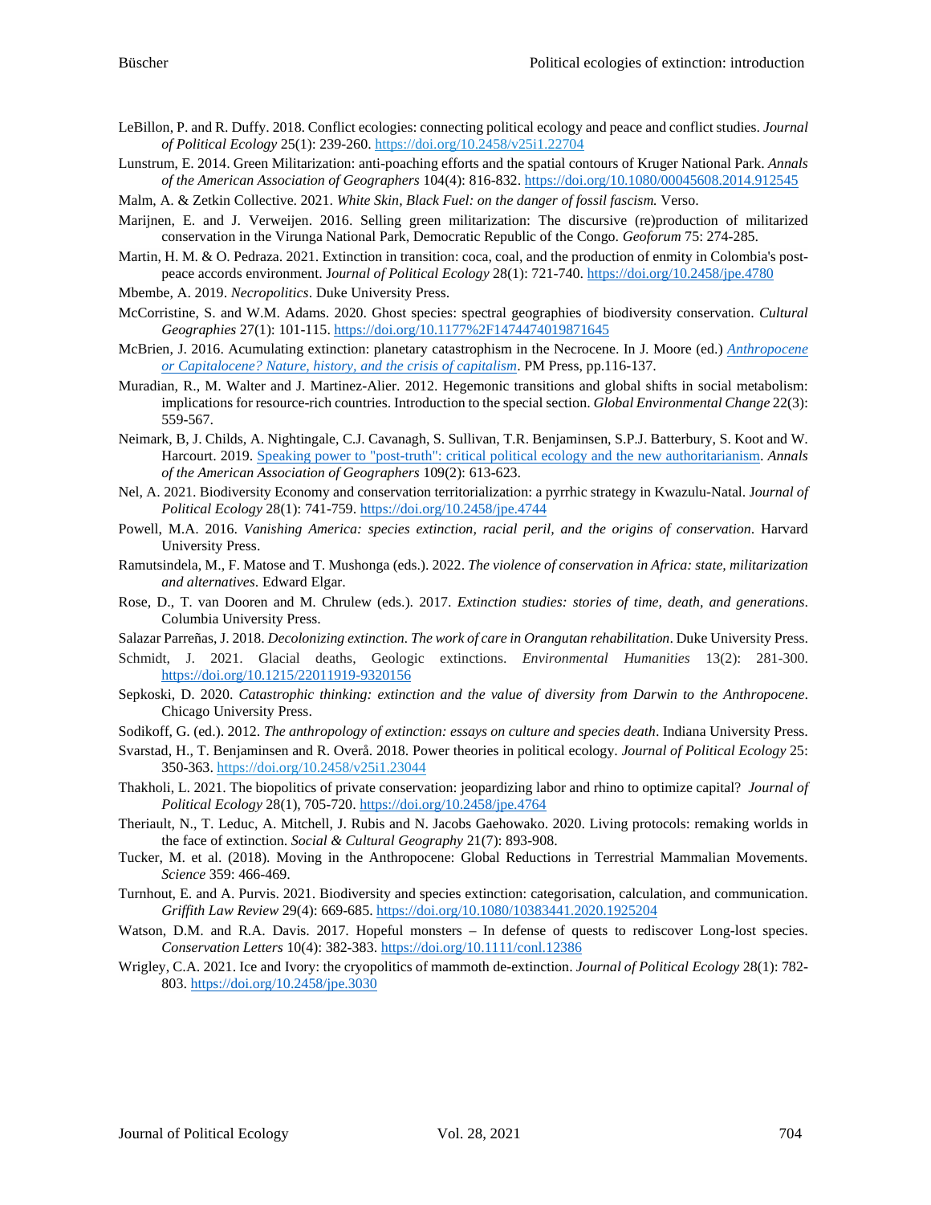LeBillon, P. and R. Duffy. 2018. Conflict ecologies: connecting political ecology and peace and conflict studies. *Journal of Political Ecology* 25(1): 239-260. https://doi.org/10.2458/v25i1.22704

Lunstrum, E. 2014. Green Militarization: anti-poaching efforts and the spatial contours of Kruger National Park. *Annals of the American Association of Geographers* 104(4): 816-832. https://doi.org/10.1080/00045608.2014.912545

Malm, A. & Zetkin Collective. 2021. *White Skin, Black Fuel: on the danger of fossil fascism.* Verso.

Marijnen, E. and J. Verweijen. 2016. Selling green militarization: The discursive (re)production of militarized conservation in the Virunga National Park, Democratic Republic of the Congo. *Geoforum* 75: 274-285.

Martin, H. M. & O. Pedraza. 2021. Extinction in transition: coca, coal, and the production of enmity in Colombia's post-peace accords environment. J*ournal of Political Ecology* 28(1): 721-740. https://doi.org/10.2458/jpe.4780

Mbembe, A. 2019. *Necropolitics*. Duke University Press.

McCorristine, S. and W.M. Adams. 2020. Ghost species: spectral geographies of biodiversity conservation. *Cultural Geographies* 27(1): 101-115. https://doi.org/10.1177%2F1474474019871645

McBrien, J. 2016. Acumulating extinction: planetary catastrophism in the Necrocene. In J. Moore (ed.) *Anthropocene or Capitalocene? Nature, history, and the crisis of capitalism*. PM Press, pp.116-137.

Muradian, R., M. Walter and J. Martinez-Alier. 2012. Hegemonic transitions and global shifts in social metabolism: implications for resource-rich countries. Introduction to the special section. *Global Environmental Change* 22(3): 559-567.

Neimark, B, J. Childs, A. Nightingale, C.J. Cavanagh, S. Sullivan, T.R. Benjaminsen, S.P.J. Batterbury, S. Koot and W. Harcourt. 2019. Speaking power to "post-truth": critical political ecology and the new authoritarianism. *Annals of the American Association of Geographers* 109(2): 613-623.

Nel, A. 2021. Biodiversity Economy and conservation territorialization: a pyrrhic strategy in Kwazulu-Natal. J*ournal of Political Ecology* 28(1): 741-759. https://doi.org/10.2458/jpe.4744

Powell, M.A. 2016. *Vanishing America: species extinction, racial peril, and the origins of conservation*. Harvard University Press.

Ramutsindela, M., F. Matose and T. Mushonga (eds.). 2022. *The violence of conservation in Africa: state, militarization and alternatives*. Edward Elgar.

Rose, D., T. van Dooren and M. Chrulew (eds.). 2017. *Extinction studies: stories of time, death, and generations*. Columbia University Press.

Salazar Parreñas, J. 2018. *Decolonizing extinction. The work of care in Orangutan rehabilitation*. Duke University Press.

Schmidt, J. 2021. Glacial deaths, Geologic extinctions. *Environmental Humanities* 13(2): 281-300. https://doi.org/10.1215/22011919-9320156

Sepkoski, D. 2020. *Catastrophic thinking: extinction and the value of diversity from Darwin to the Anthropocene*. Chicago University Press.

Sodikoff, G. (ed.). 2012. *The anthropology of extinction: essays on culture and species death*. Indiana University Press.

Svarstad, H., T. Benjaminsen and R. Overå. 2018. Power theories in political ecology. *Journal of Political Ecology* 25: 350-363. https://doi.org/10.2458/v25i1.23044

Thakholi, L. 2021. The biopolitics of private conservation: jeopardizing labor and rhino to optimize capital? *Journal of Political Ecology* 28(1), 705-720. https://doi.org/10.2458/jpe.4764

Theriault, N., T. Leduc, A. Mitchell, J. Rubis and N. Jacobs Gaehowako. 2020. Living protocols: remaking worlds in the face of extinction. *Social & Cultural Geography* 21(7): 893-908.

Tucker, M. et al. (2018). Moving in the Anthropocene: Global Reductions in Terrestrial Mammalian Movements. *Science* 359: 466-469.

Turnhout, E. and A. Purvis. 2021. Biodiversity and species extinction: categorisation, calculation, and communication. *Griffith Law Review* 29(4): 669-685. https://doi.org/10.1080/10383441.2020.1925204

Watson, D.M. and R.A. Davis. 2017. Hopeful monsters – In defense of quests to rediscover Long-lost species. *Conservation Letters* 10(4): 382-383. https://doi.org/10.1111/conl.12386

Wrigley, C.A. 2021. Ice and Ivory: the cryopolitics of mammoth de-extinction. *Journal of Political Ecology* 28(1): 782-803. https://doi.org/10.2458/jpe.3030